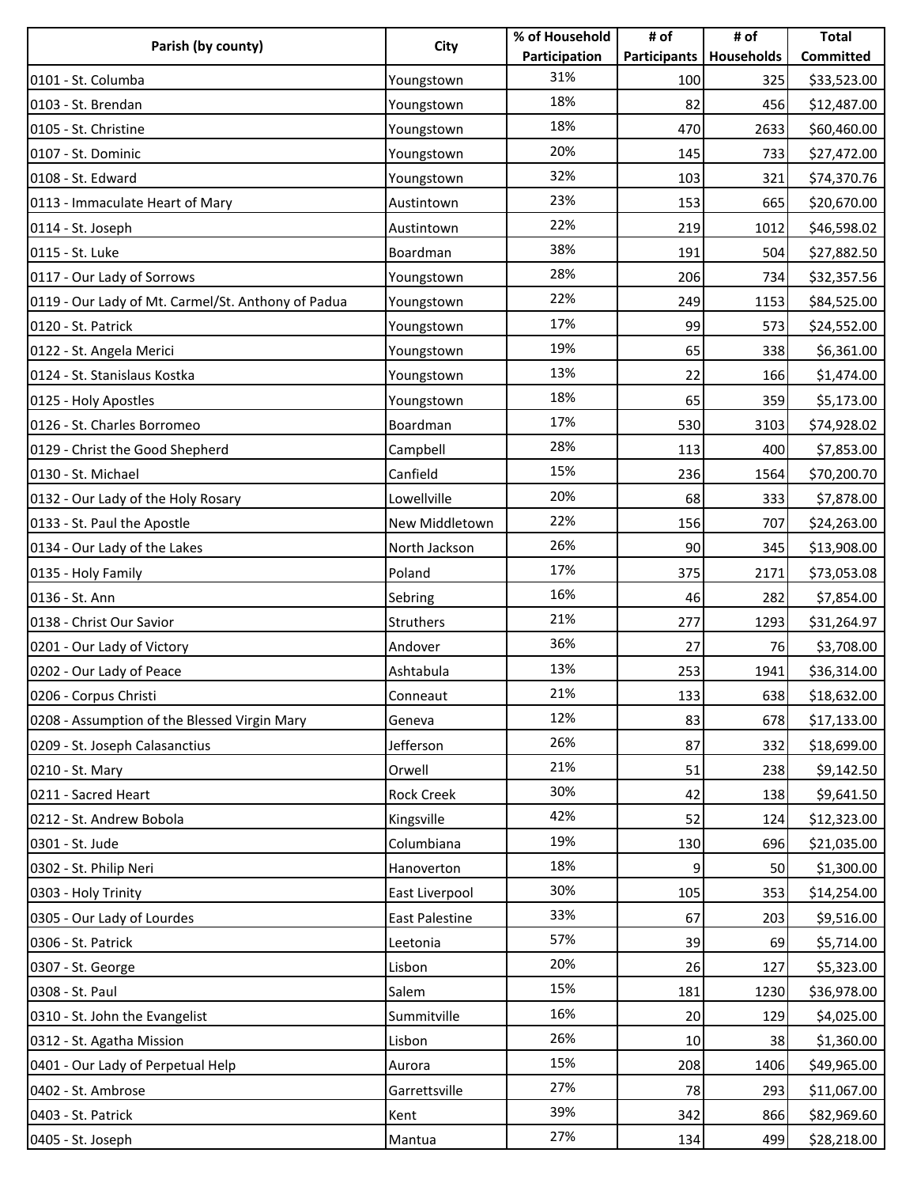| Parish (by county) | City | % of Household Participation | # of Participants | # of Households | Total Committed |
| --- | --- | --- | --- | --- | --- |
| 0101 - St. Columba | Youngstown | 31% | 100 | 325 | $33,523.00 |
| 0103 - St. Brendan | Youngstown | 18% | 82 | 456 | $12,487.00 |
| 0105 - St. Christine | Youngstown | 18% | 470 | 2633 | $60,460.00 |
| 0107 - St. Dominic | Youngstown | 20% | 145 | 733 | $27,472.00 |
| 0108 - St. Edward | Youngstown | 32% | 103 | 321 | $74,370.76 |
| 0113 - Immaculate Heart of Mary | Austintown | 23% | 153 | 665 | $20,670.00 |
| 0114 - St. Joseph | Austintown | 22% | 219 | 1012 | $46,598.02 |
| 0115 - St. Luke | Boardman | 38% | 191 | 504 | $27,882.50 |
| 0117 - Our Lady of Sorrows | Youngstown | 28% | 206 | 734 | $32,357.56 |
| 0119 - Our Lady of Mt. Carmel/St. Anthony of Padua | Youngstown | 22% | 249 | 1153 | $84,525.00 |
| 0120 - St. Patrick | Youngstown | 17% | 99 | 573 | $24,552.00 |
| 0122 - St. Angela Merici | Youngstown | 19% | 65 | 338 | $6,361.00 |
| 0124 - St. Stanislaus Kostka | Youngstown | 13% | 22 | 166 | $1,474.00 |
| 0125 - Holy Apostles | Youngstown | 18% | 65 | 359 | $5,173.00 |
| 0126 - St. Charles Borromeo | Boardman | 17% | 530 | 3103 | $74,928.02 |
| 0129 - Christ the Good Shepherd | Campbell | 28% | 113 | 400 | $7,853.00 |
| 0130 - St. Michael | Canfield | 15% | 236 | 1564 | $70,200.70 |
| 0132 - Our Lady of the Holy Rosary | Lowellville | 20% | 68 | 333 | $7,878.00 |
| 0133 - St. Paul the Apostle | New Middletown | 22% | 156 | 707 | $24,263.00 |
| 0134 - Our Lady of the Lakes | North Jackson | 26% | 90 | 345 | $13,908.00 |
| 0135 - Holy Family | Poland | 17% | 375 | 2171 | $73,053.08 |
| 0136 - St. Ann | Sebring | 16% | 46 | 282 | $7,854.00 |
| 0138 - Christ Our Savior | Struthers | 21% | 277 | 1293 | $31,264.97 |
| 0201 - Our Lady of Victory | Andover | 36% | 27 | 76 | $3,708.00 |
| 0202 - Our Lady of Peace | Ashtabula | 13% | 253 | 1941 | $36,314.00 |
| 0206 - Corpus Christi | Conneaut | 21% | 133 | 638 | $18,632.00 |
| 0208 - Assumption of the Blessed Virgin Mary | Geneva | 12% | 83 | 678 | $17,133.00 |
| 0209 - St. Joseph Calasanctius | Jefferson | 26% | 87 | 332 | $18,699.00 |
| 0210 - St. Mary | Orwell | 21% | 51 | 238 | $9,142.50 |
| 0211 - Sacred Heart | Rock Creek | 30% | 42 | 138 | $9,641.50 |
| 0212 - St. Andrew Bobola | Kingsville | 42% | 52 | 124 | $12,323.00 |
| 0301 - St. Jude | Columbiana | 19% | 130 | 696 | $21,035.00 |
| 0302 - St. Philip Neri | Hanoverton | 18% | 9 | 50 | $1,300.00 |
| 0303 - Holy Trinity | East Liverpool | 30% | 105 | 353 | $14,254.00 |
| 0305 - Our Lady of Lourdes | East Palestine | 33% | 67 | 203 | $9,516.00 |
| 0306 - St. Patrick | Leetonia | 57% | 39 | 69 | $5,714.00 |
| 0307 - St. George | Lisbon | 20% | 26 | 127 | $5,323.00 |
| 0308 - St. Paul | Salem | 15% | 181 | 1230 | $36,978.00 |
| 0310 - St. John the Evangelist | Summitville | 16% | 20 | 129 | $4,025.00 |
| 0312 - St. Agatha Mission | Lisbon | 26% | 10 | 38 | $1,360.00 |
| 0401 - Our Lady of Perpetual Help | Aurora | 15% | 208 | 1406 | $49,965.00 |
| 0402 - St. Ambrose | Garrettsville | 27% | 78 | 293 | $11,067.00 |
| 0403 - St. Patrick | Kent | 39% | 342 | 866 | $82,969.60 |
| 0405 - St. Joseph | Mantua | 27% | 134 | 499 | $28,218.00 |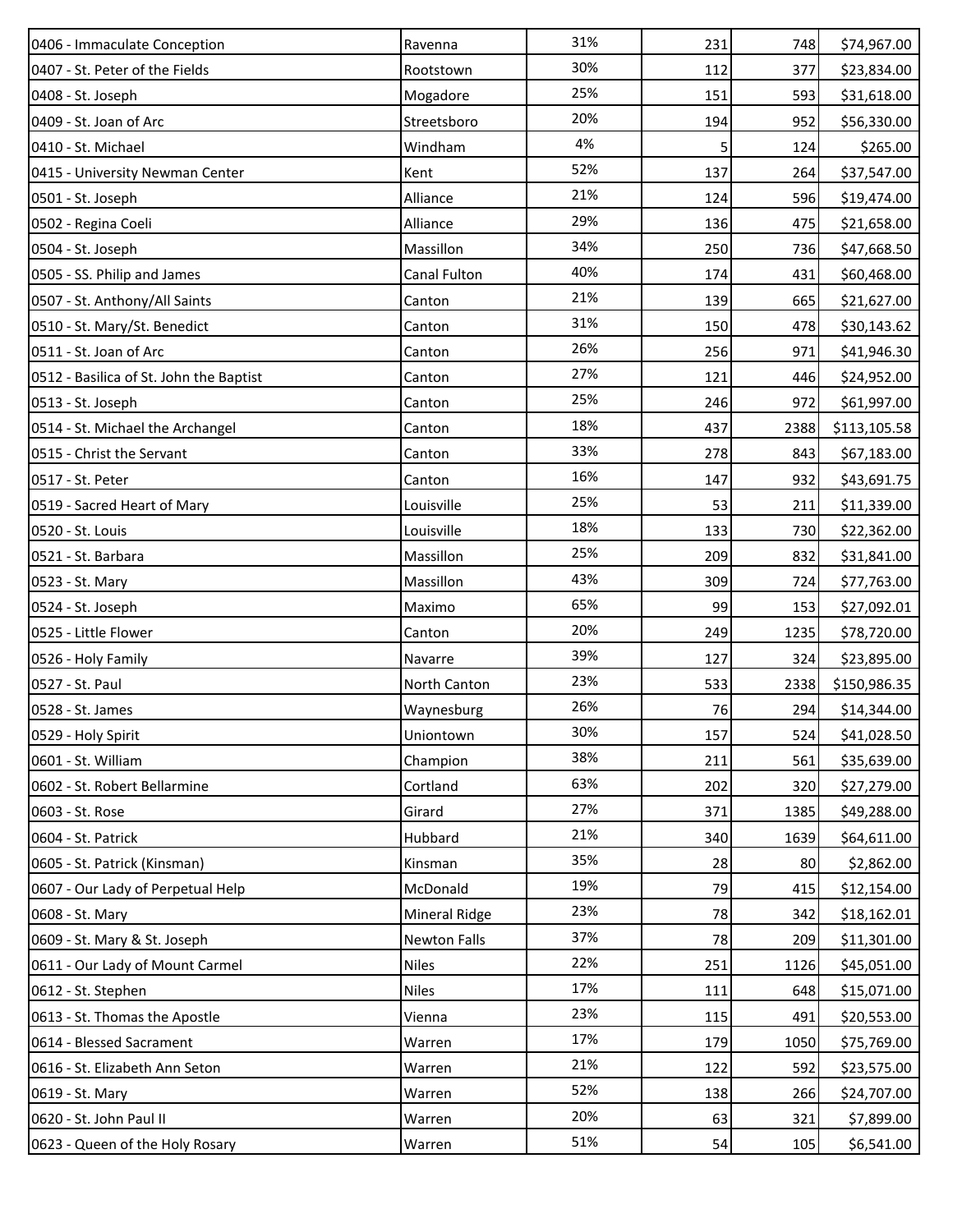| | | | | | |
|---|---|---|---|---|---|
| 0406 - Immaculate Conception | Ravenna | 31% | 231 | 748 | $74,967.00 |
| 0407 - St. Peter of the Fields | Rootstown | 30% | 112 | 377 | $23,834.00 |
| 0408 - St. Joseph | Mogadore | 25% | 151 | 593 | $31,618.00 |
| 0409 - St. Joan of Arc | Streetsboro | 20% | 194 | 952 | $56,330.00 |
| 0410 - St. Michael | Windham | 4% | 5 | 124 | $265.00 |
| 0415 - University Newman Center | Kent | 52% | 137 | 264 | $37,547.00 |
| 0501 - St. Joseph | Alliance | 21% | 124 | 596 | $19,474.00 |
| 0502 - Regina Coeli | Alliance | 29% | 136 | 475 | $21,658.00 |
| 0504 - St. Joseph | Massillon | 34% | 250 | 736 | $47,668.50 |
| 0505 - SS. Philip and James | Canal Fulton | 40% | 174 | 431 | $60,468.00 |
| 0507 - St. Anthony/All Saints | Canton | 21% | 139 | 665 | $21,627.00 |
| 0510 - St. Mary/St. Benedict | Canton | 31% | 150 | 478 | $30,143.62 |
| 0511 - St. Joan of Arc | Canton | 26% | 256 | 971 | $41,946.30 |
| 0512 - Basilica of St. John the Baptist | Canton | 27% | 121 | 446 | $24,952.00 |
| 0513 - St. Joseph | Canton | 25% | 246 | 972 | $61,997.00 |
| 0514 - St. Michael the Archangel | Canton | 18% | 437 | 2388 | $113,105.58 |
| 0515 - Christ the Servant | Canton | 33% | 278 | 843 | $67,183.00 |
| 0517 - St. Peter | Canton | 16% | 147 | 932 | $43,691.75 |
| 0519 - Sacred Heart of Mary | Louisville | 25% | 53 | 211 | $11,339.00 |
| 0520 - St. Louis | Louisville | 18% | 133 | 730 | $22,362.00 |
| 0521 - St. Barbara | Massillon | 25% | 209 | 832 | $31,841.00 |
| 0523 - St. Mary | Massillon | 43% | 309 | 724 | $77,763.00 |
| 0524 - St. Joseph | Maximo | 65% | 99 | 153 | $27,092.01 |
| 0525 - Little Flower | Canton | 20% | 249 | 1235 | $78,720.00 |
| 0526 - Holy Family | Navarre | 39% | 127 | 324 | $23,895.00 |
| 0527 - St. Paul | North Canton | 23% | 533 | 2338 | $150,986.35 |
| 0528 - St. James | Waynesburg | 26% | 76 | 294 | $14,344.00 |
| 0529 - Holy Spirit | Uniontown | 30% | 157 | 524 | $41,028.50 |
| 0601 - St. William | Champion | 38% | 211 | 561 | $35,639.00 |
| 0602 - St. Robert Bellarmine | Cortland | 63% | 202 | 320 | $27,279.00 |
| 0603 - St. Rose | Girard | 27% | 371 | 1385 | $49,288.00 |
| 0604 - St. Patrick | Hubbard | 21% | 340 | 1639 | $64,611.00 |
| 0605 - St. Patrick (Kinsman) | Kinsman | 35% | 28 | 80 | $2,862.00 |
| 0607 - Our Lady of Perpetual Help | McDonald | 19% | 79 | 415 | $12,154.00 |
| 0608 - St. Mary | Mineral Ridge | 23% | 78 | 342 | $18,162.01 |
| 0609 - St. Mary & St. Joseph | Newton Falls | 37% | 78 | 209 | $11,301.00 |
| 0611 - Our Lady of Mount Carmel | Niles | 22% | 251 | 1126 | $45,051.00 |
| 0612 - St. Stephen | Niles | 17% | 111 | 648 | $15,071.00 |
| 0613 - St. Thomas the Apostle | Vienna | 23% | 115 | 491 | $20,553.00 |
| 0614 - Blessed Sacrament | Warren | 17% | 179 | 1050 | $75,769.00 |
| 0616 - St. Elizabeth Ann Seton | Warren | 21% | 122 | 592 | $23,575.00 |
| 0619 - St. Mary | Warren | 52% | 138 | 266 | $24,707.00 |
| 0620 - St. John Paul II | Warren | 20% | 63 | 321 | $7,899.00 |
| 0623 - Queen of the Holy Rosary | Warren | 51% | 54 | 105 | $6,541.00 |